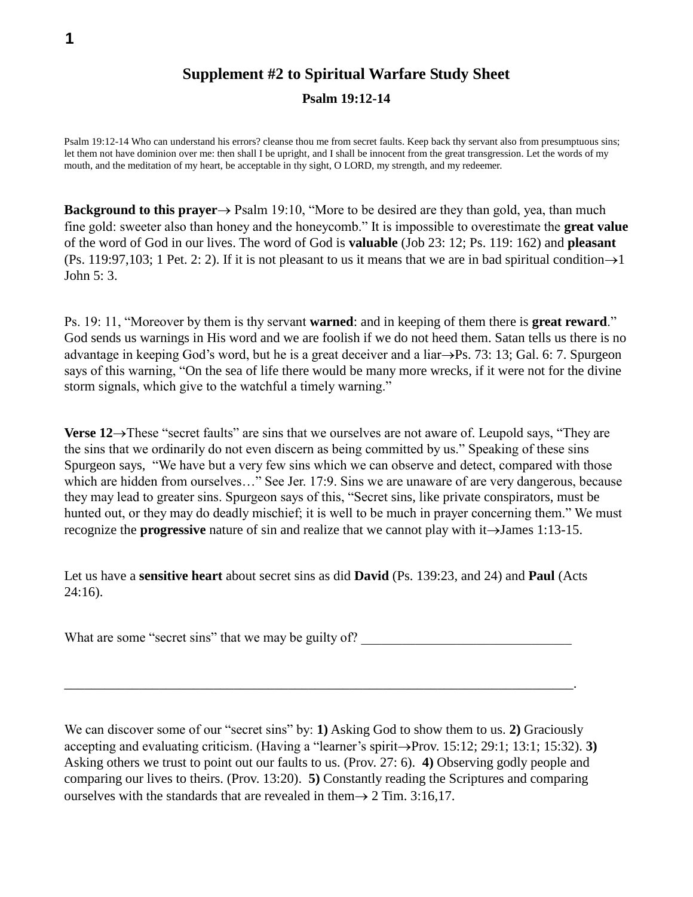# Supplement #2 to Spiritual Warfare Study Sheet

## Psalm 19:12-14

Psalm 19:12-14 Who can understand his errors? cleanse thou me from secret faults. Keep back thy servant also from presumptuous sins; let them not have dominion over me: then shall I be upright, and I shall be innocent from the great transgression. Let the words of my mouth, and the meditation of my heart, be acceptable in thy sight, O LORD, my strength, and my redeemer.

**Background to this prayer**→ Psalm 19:10, "More to be desired are they than gold, yea, than much fine gold: sweeter also than honey and the honeycomb." It is impossible to overestimate the **great value** of the word of God in our lives. The word of God is **valuable** (Job 23: 12; Ps. 119: 162) and **pleasant** (Ps. 119:97,103; 1 Pet. 2: 2). If it is not pleasant to us it means that we are in bad spiritual condition→1 John 5: 3.

Ps. 19: 11, "Moreover by them is thy servant **warned**: and in keeping of them there is **great reward**." God sends us warnings in His word and we are foolish if we do not heed them. Satan tells us there is no advantage in keeping God's word, but he is a great deceiver and a liar→Ps. 73: 13; Gal. 6: 7. Spurgeon says of this warning, "On the sea of life there would be many more wrecks, if it were not for the divine storm signals, which give to the watchful a timely warning."

**Verse 12**→These "secret faults" are sins that we ourselves are not aware of. Leupold says, "They are the sins that we ordinarily do not even discern as being committed by us." Speaking of these sins Spurgeon says, "We have but a very few sins which we can observe and detect, compared with those which are hidden from ourselves…" See Jer. 17:9. Sins we are unaware of are very dangerous, because they may lead to greater sins. Spurgeon says of this, "Secret sins, like private conspirators, must be hunted out, or they may do deadly mischief; it is well to be much in prayer concerning them." We must recognize the **progressive** nature of sin and realize that we cannot play with it→James 1:13-15.

Let us have a **sensitive heart** about secret sins as did **David** (Ps. 139:23, and 24) and **Paul** (Acts 24:16).

What are some "secret sins" that we may be guilty of? ________________________________

_____________________________________________________________________________.

We can discover some of our "secret sins" by: **1)** Asking God to show them to us. **2)** Graciously accepting and evaluating criticism. (Having a "learner's spirit→Prov. 15:12; 29:1; 13:1; 15:32). **3)** Asking others we trust to point out our faults to us. (Prov. 27: 6). **4)** Observing godly people and comparing our lives to theirs. (Prov. 13:20). **5)** Constantly reading the Scriptures and comparing ourselves with the standards that are revealed in them→ 2 Tim. 3:16,17.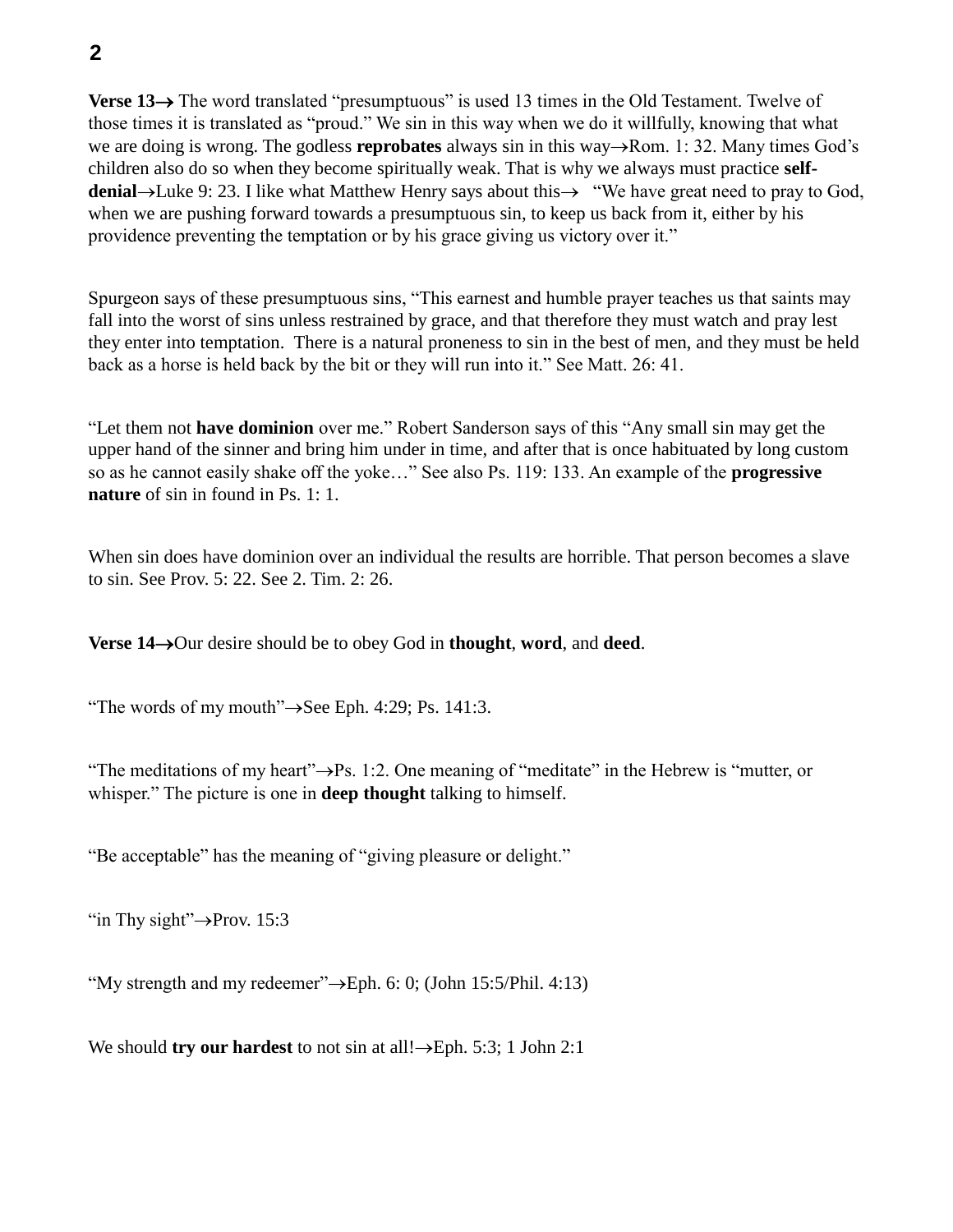**Verse 13→** The word translated "presumptuous" is used 13 times in the Old Testament. Twelve of those times it is translated as "proud." We sin in this way when we do it willfully, knowing that what we are doing is wrong. The godless **reprobates** always sin in this way→Rom. 1: 32. Many times God's children also do so when they become spiritually weak. That is why we always must practice **self-denial**→Luke 9: 23. I like what Matthew Henry says about this→ "We have great need to pray to God, when we are pushing forward towards a presumptuous sin, to keep us back from it, either by his providence preventing the temptation or by his grace giving us victory over it."

Spurgeon says of these presumptuous sins, "This earnest and humble prayer teaches us that saints may fall into the worst of sins unless restrained by grace, and that therefore they must watch and pray lest they enter into temptation. There is a natural proneness to sin in the best of men, and they must be held back as a horse is held back by the bit or they will run into it." See Matt. 26: 41.

"Let them not **have dominion** over me." Robert Sanderson says of this "Any small sin may get the upper hand of the sinner and bring him under in time, and after that is once habituated by long custom so as he cannot easily shake off the yoke…" See also Ps. 119: 133. An example of the **progressive nature** of sin in found in Ps. 1: 1.

When sin does have dominion over an individual the results are horrible. That person becomes a slave to sin. See Prov. 5: 22. See 2. Tim. 2: 26.

**Verse 14→**Our desire should be to obey God in **thought**, **word**, and **deed**.

"The words of my mouth"→See Eph. 4:29; Ps. 141:3.

"The meditations of my heart"→Ps. 1:2. One meaning of "meditate" in the Hebrew is "mutter, or whisper." The picture is one in **deep thought** talking to himself.

"Be acceptable" has the meaning of "giving pleasure or delight."

"in Thy sight"→Prov. 15:3

"My strength and my redeemer"→Eph. 6: 0; (John 15:5/Phil. 4:13)

We should **try our hardest** to not sin at all!→Eph. 5:3; 1 John 2:1